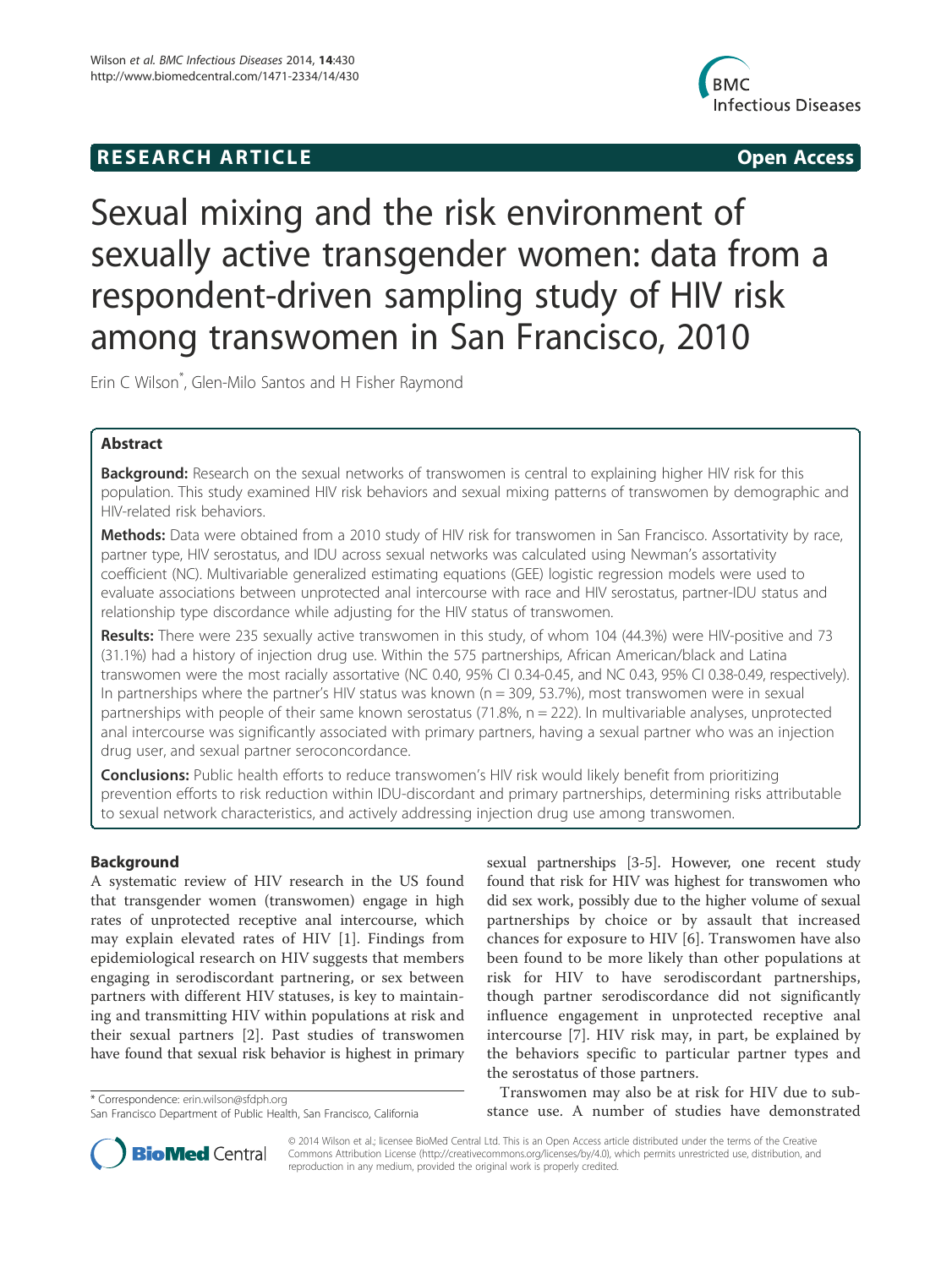**RESEARCH ARTICLE** **Open Access**

# Sexual mixing and the risk environment of sexually active transgender women: data from a respondent-driven sampling study of HIV risk among transwomen in San Francisco, 2010

Erin C Wilson*, Glen-Milo Santos and H Fisher Raymond

## Abstract

**Background:** Research on the sexual networks of transwomen is central to explaining higher HIV risk for this population. This study examined HIV risk behaviors and sexual mixing patterns of transwomen by demographic and HIV-related risk behaviors.

**Methods:** Data were obtained from a 2010 study of HIV risk for transwomen in San Francisco. Assortativity by race, partner type, HIV serostatus, and IDU across sexual networks was calculated using Newman's assortativity coefficient (NC). Multivariable generalized estimating equations (GEE) logistic regression models were used to evaluate associations between unprotected anal intercourse with race and HIV serostatus, partner-IDU status and relationship type discordance while adjusting for the HIV status of transwomen.

**Results:** There were 235 sexually active transwomen in this study, of whom 104 (44.3%) were HIV-positive and 73 (31.1%) had a history of injection drug use. Within the 575 partnerships, African American/black and Latina transwomen were the most racially assortative (NC 0.40, 95% CI 0.34-0.45, and NC 0.43, 95% CI 0.38-0.49, respectively). In partnerships where the partner's HIV status was known (n = 309, 53.7%), most transwomen were in sexual partnerships with people of their same known serostatus (71.8%, n = 222). In multivariable analyses, unprotected anal intercourse was significantly associated with primary partners, having a sexual partner who was an injection drug user, and sexual partner seroconcordance.

**Conclusions:** Public health efforts to reduce transwomen's HIV risk would likely benefit from prioritizing prevention efforts to risk reduction within IDU-discordant and primary partnerships, determining risks attributable to sexual network characteristics, and actively addressing injection drug use among transwomen.

## Background

A systematic review of HIV research in the US found that transgender women (transwomen) engage in high rates of unprotected receptive anal intercourse, which may explain elevated rates of HIV [1]. Findings from epidemiological research on HIV suggests that members engaging in serodiscordant partnering, or sex between partners with different HIV statuses, is key to maintaining and transmitting HIV within populations at risk and their sexual partners [2]. Past studies of transwomen have found that sexual risk behavior is highest in primary sexual partnerships [3-5]. However, one recent study found that risk for HIV was highest for transwomen who did sex work, possibly due to the higher volume of sexual partnerships by choice or by assault that increased chances for exposure to HIV [6]. Transwomen have also been found to be more likely than other populations at risk for HIV to have serodiscordant partnerships, though partner serodiscordance did not significantly influence engagement in unprotected receptive anal intercourse [7]. HIV risk may, in part, be explained by the behaviors specific to particular partner types and the serostatus of those partners.

Transwomen may also be at risk for HIV due to substance use. A number of studies have demonstrated

\* Correspondence: erin.wilson@sfdph.org
San Francisco Department of Public Health, San Francisco, California

© 2014 Wilson et al.; licensee BioMed Central Ltd. This is an Open Access article distributed under the terms of the Creative Commons Attribution License (http://creativecommons.org/licenses/by/4.0), which permits unrestricted use, distribution, and reproduction in any medium, provided the original work is properly credited.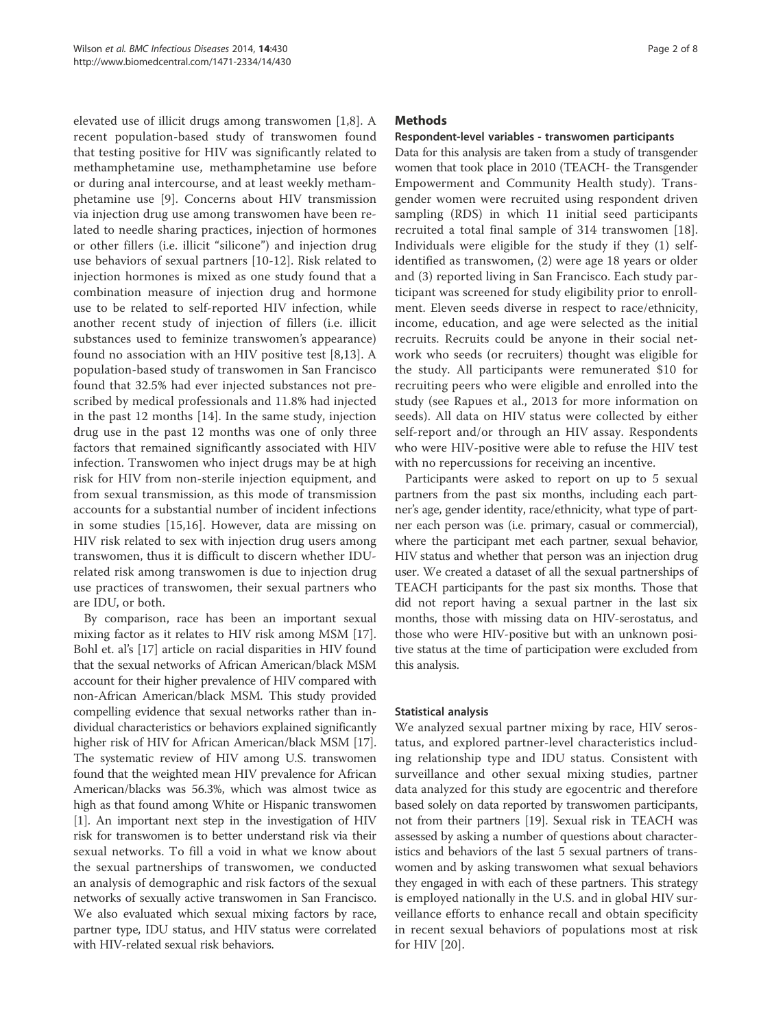elevated use of illicit drugs among transwomen [1,8]. A recent population-based study of transwomen found that testing positive for HIV was significantly related to methamphetamine use, methamphetamine use before or during anal intercourse, and at least weekly methamphetamine use [9]. Concerns about HIV transmission via injection drug use among transwomen have been related to needle sharing practices, injection of hormones or other fillers (i.e. illicit "silicone") and injection drug use behaviors of sexual partners [10-12]. Risk related to injection hormones is mixed as one study found that a combination measure of injection drug and hormone use to be related to self-reported HIV infection, while another recent study of injection of fillers (i.e. illicit substances used to feminize transwomen's appearance) found no association with an HIV positive test [8,13]. A population-based study of transwomen in San Francisco found that 32.5% had ever injected substances not prescribed by medical professionals and 11.8% had injected in the past 12 months [14]. In the same study, injection drug use in the past 12 months was one of only three factors that remained significantly associated with HIV infection. Transwomen who inject drugs may be at high risk for HIV from non-sterile injection equipment, and from sexual transmission, as this mode of transmission accounts for a substantial number of incident infections in some studies [15,16]. However, data are missing on HIV risk related to sex with injection drug users among transwomen, thus it is difficult to discern whether IDU-related risk among transwomen is due to injection drug use practices of transwomen, their sexual partners who are IDU, or both.

By comparison, race has been an important sexual mixing factor as it relates to HIV risk among MSM [17]. Bohl et. al's [17] article on racial disparities in HIV found that the sexual networks of African American/black MSM account for their higher prevalence of HIV compared with non-African American/black MSM. This study provided compelling evidence that sexual networks rather than individual characteristics or behaviors explained significantly higher risk of HIV for African American/black MSM [17]. The systematic review of HIV among U.S. transwomen found that the weighted mean HIV prevalence for African American/blacks was 56.3%, which was almost twice as high as that found among White or Hispanic transwomen [1]. An important next step in the investigation of HIV risk for transwomen is to better understand risk via their sexual networks. To fill a void in what we know about the sexual partnerships of transwomen, we conducted an analysis of demographic and risk factors of the sexual networks of sexually active transwomen in San Francisco. We also evaluated which sexual mixing factors by race, partner type, IDU status, and HIV status were correlated with HIV-related sexual risk behaviors.

## Methods

### Respondent-level variables - transwomen participants

Data for this analysis are taken from a study of transgender women that took place in 2010 (TEACH- the Transgender Empowerment and Community Health study). Transgender women were recruited using respondent driven sampling (RDS) in which 11 initial seed participants recruited a total final sample of 314 transwomen [18]. Individuals were eligible for the study if they (1) self-identified as transwomen, (2) were age 18 years or older and (3) reported living in San Francisco. Each study participant was screened for study eligibility prior to enrollment. Eleven seeds diverse in respect to race/ethnicity, income, education, and age were selected as the initial recruits. Recruits could be anyone in their social network who seeds (or recruiters) thought was eligible for the study. All participants were remunerated $10 for recruiting peers who were eligible and enrolled into the study (see Rapues et al., 2013 for more information on seeds). All data on HIV status were collected by either self-report and/or through an HIV assay. Respondents who were HIV-positive were able to refuse the HIV test with no repercussions for receiving an incentive.

Participants were asked to report on up to 5 sexual partners from the past six months, including each partner's age, gender identity, race/ethnicity, what type of partner each person was (i.e. primary, casual or commercial), where the participant met each partner, sexual behavior, HIV status and whether that person was an injection drug user. We created a dataset of all the sexual partnerships of TEACH participants for the past six months. Those that did not report having a sexual partner in the last six months, those with missing data on HIV-serostatus, and those who were HIV-positive but with an unknown positive status at the time of participation were excluded from this analysis.

### Statistical analysis

We analyzed sexual partner mixing by race, HIV serostatus, and explored partner-level characteristics including relationship type and IDU status. Consistent with surveillance and other sexual mixing studies, partner data analyzed for this study are egocentric and therefore based solely on data reported by transwomen participants, not from their partners [19]. Sexual risk in TEACH was assessed by asking a number of questions about characteristics and behaviors of the last 5 sexual partners of transwomen and by asking transwomen what sexual behaviors they engaged in with each of these partners. This strategy is employed nationally in the U.S. and in global HIV surveillance efforts to enhance recall and obtain specificity in recent sexual behaviors of populations most at risk for HIV [20].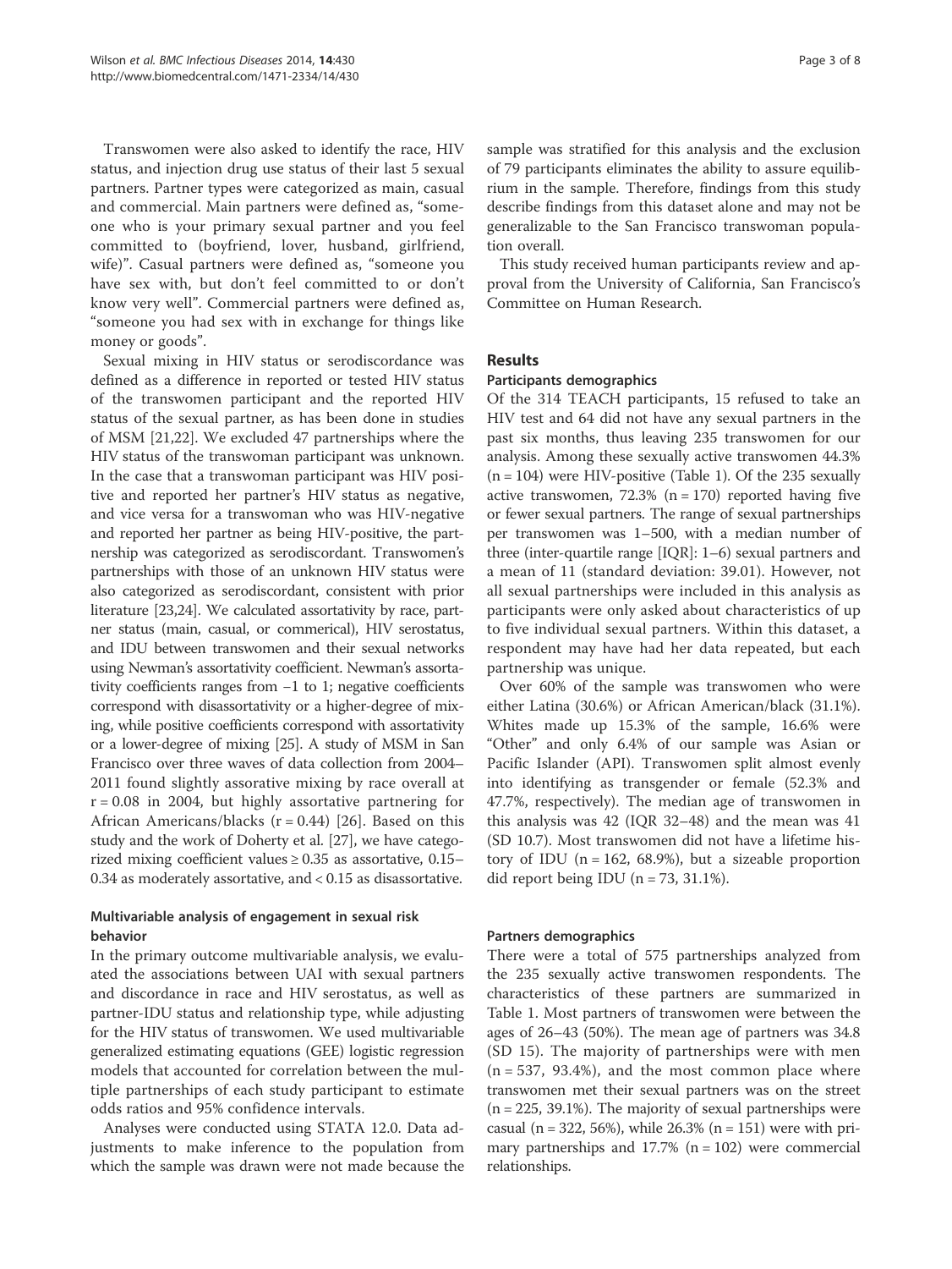Transwomen were also asked to identify the race, HIV status, and injection drug use status of their last 5 sexual partners. Partner types were categorized as main, casual and commercial. Main partners were defined as, "someone who is your primary sexual partner and you feel committed to (boyfriend, lover, husband, girlfriend, wife)". Casual partners were defined as, "someone you have sex with, but don't feel committed to or don't know very well". Commercial partners were defined as, "someone you had sex with in exchange for things like money or goods".

Sexual mixing in HIV status or serodiscordance was defined as a difference in reported or tested HIV status of the transwomen participant and the reported HIV status of the sexual partner, as has been done in studies of MSM [21,22]. We excluded 47 partnerships where the HIV status of the transwoman participant was unknown. In the case that a transwoman participant was HIV positive and reported her partner's HIV status as negative, and vice versa for a transwoman who was HIV-negative and reported her partner as being HIV-positive, the partnership was categorized as serodiscordant. Transwomen's partnerships with those of an unknown HIV status were also categorized as serodiscordant, consistent with prior literature [23,24]. We calculated assortativity by race, partner status (main, casual, or commerical), HIV serostatus, and IDU between transwomen and their sexual networks using Newman's assortativity coefficient. Newman's assortativity coefficients ranges from −1 to 1; negative coefficients correspond with disassortativity or a higher-degree of mixing, while positive coefficients correspond with assortativity or a lower-degree of mixing [25]. A study of MSM in San Francisco over three waves of data collection from 2004–2011 found slightly assorative mixing by race overall at $r = 0.08$ in 2004, but highly assortative partnering for African Americans/blacks ($r = 0.44$) [26]. Based on this study and the work of Doherty et al. [27], we have categorized mixing coefficient values ≥ 0.35 as assortative, 0.15–0.34 as moderately assortative, and < 0.15 as disassortative.

### Multivariable analysis of engagement in sexual risk behavior

In the primary outcome multivariable analysis, we evaluated the associations between UAI with sexual partners and discordance in race and HIV serostatus, as well as partner-IDU status and relationship type, while adjusting for the HIV status of transwomen. We used multivariable generalized estimating equations (GEE) logistic regression models that accounted for correlation between the multiple partnerships of each study participant to estimate odds ratios and 95% confidence intervals.

Analyses were conducted using STATA 12.0. Data adjustments to make inference to the population from which the sample was drawn were not made because the sample was stratified for this analysis and the exclusion of 79 participants eliminates the ability to assure equilibrium in the sample. Therefore, findings from this study describe findings from this dataset alone and may not be generalizable to the San Francisco transwoman population overall.

This study received human participants review and approval from the University of California, San Francisco's Committee on Human Research.

## Results

### Participants demographics

Of the 314 TEACH participants, 15 refused to take an HIV test and 64 did not have any sexual partners in the past six months, thus leaving 235 transwomen for our analysis. Among these sexually active transwomen 44.3% (n = 104) were HIV-positive (Table 1). Of the 235 sexually active transwomen, 72.3% (n = 170) reported having five or fewer sexual partners. The range of sexual partnerships per transwomen was 1–500, with a median number of three (inter-quartile range [IQR]: 1–6) sexual partners and a mean of 11 (standard deviation: 39.01). However, not all sexual partnerships were included in this analysis as participants were only asked about characteristics of up to five individual sexual partners. Within this dataset, a respondent may have had her data repeated, but each partnership was unique.

Over 60% of the sample was transwomen who were either Latina (30.6%) or African American/black (31.1%). Whites made up 15.3% of the sample, 16.6% were "Other" and only 6.4% of our sample was Asian or Pacific Islander (API). Transwomen split almost evenly into identifying as transgender or female (52.3% and 47.7%, respectively). The median age of transwomen in this analysis was 42 (IQR 32–48) and the mean was 41 (SD 10.7). Most transwomen did not have a lifetime history of IDU (n = 162, 68.9%), but a sizeable proportion did report being IDU (n = 73, 31.1%).

### Partners demographics

There were a total of 575 partnerships analyzed from the 235 sexually active transwomen respondents. The characteristics of these partners are summarized in Table 1. Most partners of transwomen were between the ages of 26–43 (50%). The mean age of partners was 34.8 (SD 15). The majority of partnerships were with men (n = 537, 93.4%), and the most common place where transwomen met their sexual partners was on the street (n = 225, 39.1%). The majority of sexual partnerships were casual (n = 322, 56%), while 26.3% (n = 151) were with primary partnerships and 17.7% (n = 102) were commercial relationships.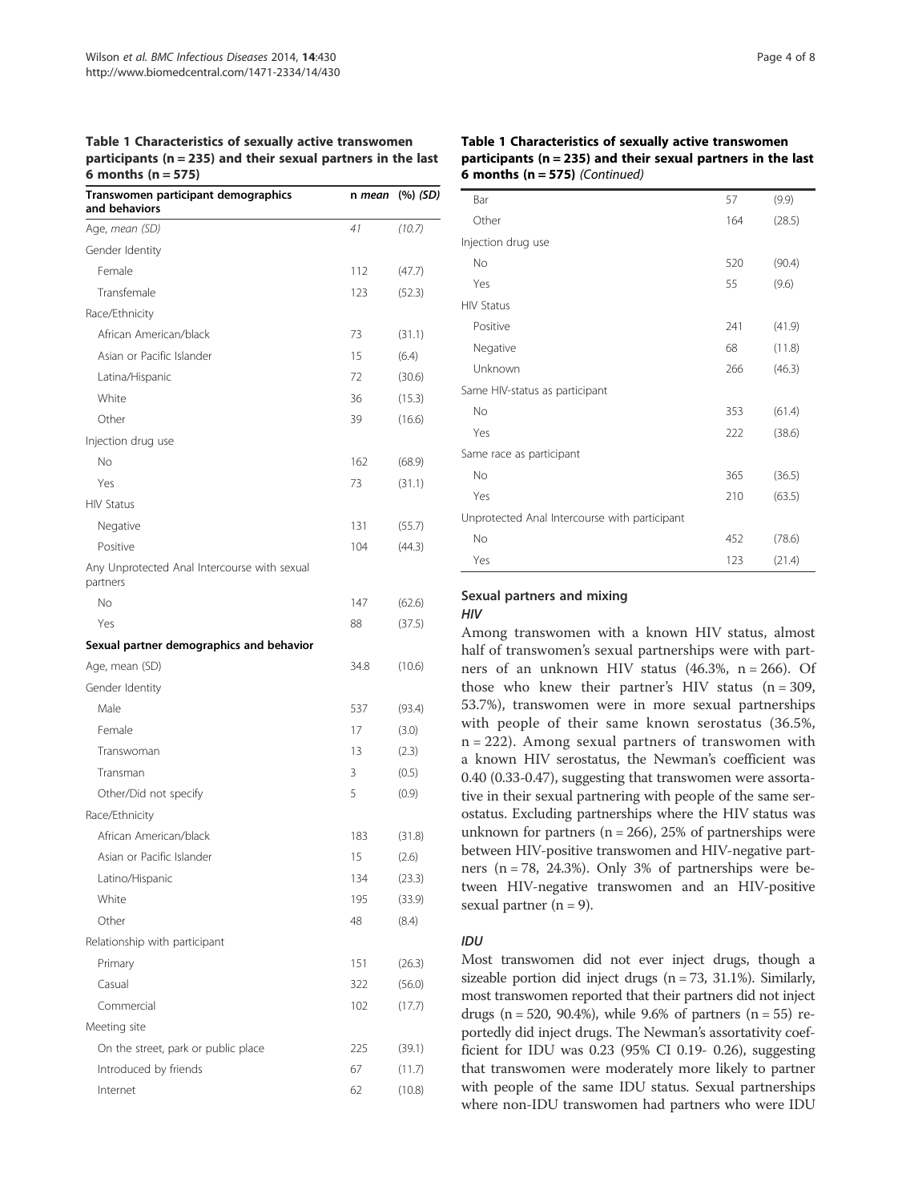**Table 1 Characteristics of sexually active transwomen participants (n = 235) and their sexual partners in the last 6 months (n = 575)**

| Transwomen participant demographics and behaviors | n *mean* | (%) *(SD)* |
|---|---|---|
| Age, *mean (SD)* | *41* | *(10.7)* |
| Gender Identity | | |
| Female | 112 | (47.7) |
| Transfemale | 123 | (52.3) |
| Race/Ethnicity | | |
| African American/black | 73 | (31.1) |
| Asian or Pacific Islander | 15 | (6.4) |
| Latina/Hispanic | 72 | (30.6) |
| White | 36 | (15.3) |
| Other | 39 | (16.6) |
| Injection drug use | | |
| No | 162 | (68.9) |
| Yes | 73 | (31.1) |
| HIV Status | | |
| Negative | 131 | (55.7) |
| Positive | 104 | (44.3) |
| Any Unprotected Anal Intercourse with sexual partners | | |
| No | 147 | (62.6) |
| Yes | 88 | (37.5) |
| **Sexual partner demographics and behavior** | | |
| Age, mean (SD) | 34.8 | (10.6) |
| Gender Identity | | |
| Male | 537 | (93.4) |
| Female | 17 | (3.0) |
| Transwoman | 13 | (2.3) |
| Transman | 3 | (0.5) |
| Other/Did not specify | 5 | (0.9) |
| Race/Ethnicity | | |
| African American/black | 183 | (31.8) |
| Asian or Pacific Islander | 15 | (2.6) |
| Latino/Hispanic | 134 | (23.3) |
| White | 195 | (33.9) |
| Other | 48 | (8.4) |
| Relationship with participant | | |
| Primary | 151 | (26.3) |
| Casual | 322 | (56.0) |
| Commercial | 102 | (17.7) |
| Meeting site | | |
| On the street, park or public place | 225 | (39.1) |
| Introduced by friends | 67 | (11.7) |
| Internet | 62 | (10.8) |
| Bar | 57 | (9.9) |
| Other | 164 | (28.5) |
| Injection drug use | | |
| No | 520 | (90.4) |
| Yes | 55 | (9.6) |
| HIV Status | | |
| Positive | 241 | (41.9) |
| Negative | 68 | (11.8) |
| Unknown | 266 | (46.3) |
| Same HIV-status as participant | | |
| No | 353 | (61.4) |
| Yes | 222 | (38.6) |
| Same race as participant | | |
| No | 365 | (36.5) |
| Yes | 210 | (63.5) |
| Unprotected Anal Intercourse with participant | | |
| No | 452 | (78.6) |
| Yes | 123 | (21.4) |

## Sexual partners and mixing

### *HIV*

Among transwomen with a known HIV status, almost half of transwomen's sexual partnerships were with partners of an unknown HIV status (46.3%, n = 266). Of those who knew their partner's HIV status (n = 309, 53.7%), transwomen were in more sexual partnerships with people of their same known serostatus (36.5%, n = 222). Among sexual partners of transwomen with a known HIV serostatus, the Newman's coefficient was 0.40 (0.33-0.47), suggesting that transwomen were assortative in their sexual partnering with people of the same serostatus. Excluding partnerships where the HIV status was unknown for partners (n = 266), 25% of partnerships were between HIV-positive transwomen and HIV-negative partners (n = 78, 24.3%). Only 3% of partnerships were between HIV-negative transwomen and an HIV-positive sexual partner (n = 9).

### *IDU*

Most transwomen did not ever inject drugs, though a sizeable portion did inject drugs (n = 73, 31.1%). Similarly, most transwomen reported that their partners did not inject drugs (n = 520, 90.4%), while 9.6% of partners (n = 55) reportedly did inject drugs. The Newman's assortativity coefficient for IDU was 0.23 (95% CI 0.19- 0.26), suggesting that transwomen were moderately more likely to partner with people of the same IDU status. Sexual partnerships where non-IDU transwomen had partners who were IDU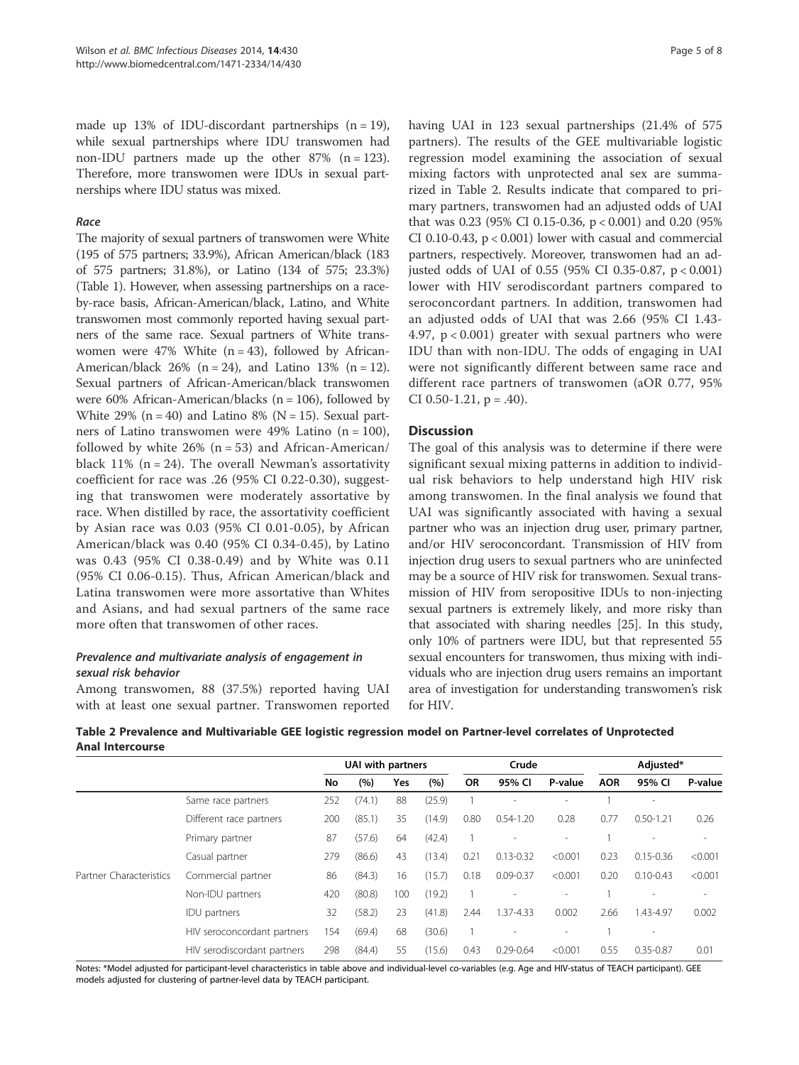made up 13% of IDU-discordant partnerships (n = 19), while sexual partnerships where IDU transwomen had non-IDU partners made up the other 87% (n = 123). Therefore, more transwomen were IDUs in sexual partnerships where IDU status was mixed.

#### *Race*

The majority of sexual partners of transwomen were White (195 of 575 partners; 33.9%), African American/black (183 of 575 partners; 31.8%), or Latino (134 of 575; 23.3%) (Table 1). However, when assessing partnerships on a race-by-race basis, African-American/black, Latino, and White transwomen most commonly reported having sexual partners of the same race. Sexual partners of White transwomen were 47% White (n = 43), followed by African-American/black 26% (n = 24), and Latino 13% (n = 12). Sexual partners of African-American/black transwomen were 60% African-American/blacks (n = 106), followed by White 29% (n = 40) and Latino 8% (N = 15). Sexual partners of Latino transwomen were 49% Latino (n = 100), followed by white 26% (n = 53) and African-American/black 11% (n = 24). The overall Newman's assortativity coefficient for race was .26 (95% CI 0.22-0.30), suggesting that transwomen were moderately assortative by race. When distilled by race, the assortativity coefficient by Asian race was 0.03 (95% CI 0.01-0.05), by African American/black was 0.40 (95% CI 0.34-0.45), by Latino was 0.43 (95% CI 0.38-0.49) and by White was 0.11 (95% CI 0.06-0.15). Thus, African American/black and Latina transwomen were more assortative than Whites and Asians, and had sexual partners of the same race more often that transwomen of other races.

### *Prevalence and multivariate analysis of engagement in sexual risk behavior*

Among transwomen, 88 (37.5%) reported having UAI with at least one sexual partner. Transwomen reported having UAI in 123 sexual partnerships (21.4% of 575 partners). The results of the GEE multivariable logistic regression model examining the association of sexual mixing factors with unprotected anal sex are summarized in Table 2. Results indicate that compared to primary partners, transwomen had an adjusted odds of UAI that was 0.23 (95% CI 0.15-0.36, p < 0.001) and 0.20 (95% CI 0.10-0.43, p < 0.001) lower with casual and commercial partners, respectively. Moreover, transwomen had an adjusted odds of UAI of 0.55 (95% CI 0.35-0.87, p < 0.001) lower with HIV serodiscordant partners compared to seroconcordant partners. In addition, transwomen had an adjusted odds of UAI that was 2.66 (95% CI 1.43-4.97, p < 0.001) greater with sexual partners who were IDU than with non-IDU. The odds of engaging in UAI were not significantly different between same race and different race partners of transwomen (aOR 0.77, 95% CI 0.50-1.21, p = .40).

## Discussion

The goal of this analysis was to determine if there were significant sexual mixing patterns in addition to individual risk behaviors to help understand high HIV risk among transwomen. In the final analysis we found that UAI was significantly associated with having a sexual partner who was an injection drug user, primary partner, and/or HIV seroconcordant. Transmission of HIV from injection drug users to sexual partners who are uninfected may be a source of HIV risk for transwomen. Sexual transmission of HIV from seropositive IDUs to non-injecting sexual partners is extremely likely, and more risky than that associated with sharing needles [25]. In this study, only 10% of partners were IDU, but that represented 55 sexual encounters for transwomen, thus mixing with individuals who are injection drug users remains an important area of investigation for understanding transwomen's risk for HIV.

**Table 2 Prevalence and Multivariable GEE logistic regression model on Partner-level correlates of Unprotected Anal Intercourse**

| | | UAI with partners | | | | Crude | | | Adjusted* | | |
|---|---|---|---|---|---|---|---|---|---|---|---|
| | | No | (%) | Yes | (%) | OR | 95% CI | P-value | AOR | 95% CI | P-value |
| Partner Characteristics | Same race partners | 252 | (74.1) | 88 | (25.9) | 1 | - | - | 1 | - | |
| | Different race partners | 200 | (85.1) | 35 | (14.9) | 0.80 | 0.54-1.20 | 0.28 | 0.77 | 0.50-1.21 | 0.26 |
| | Primary partner | 87 | (57.6) | 64 | (42.4) | 1 | - | - | 1 | - | - |
| | Casual partner | 279 | (86.6) | 43 | (13.4) | 0.21 | 0.13-0.32 | <0.001 | 0.23 | 0.15-0.36 | <0.001 |
| | Commercial partner | 86 | (84.3) | 16 | (15.7) | 0.18 | 0.09-0.37 | <0.001 | 0.20 | 0.10-0.43 | <0.001 |
| | Non-IDU partners | 420 | (80.8) | 100 | (19.2) | 1 | - | - | 1 | - | - |
| | IDU partners | 32 | (58.2) | 23 | (41.8) | 2.44 | 1.37-4.33 | 0.002 | 2.66 | 1.43-4.97 | 0.002 |
| | HIV seroconcordant partners | 154 | (69.4) | 68 | (30.6) | 1 | - | - | 1 | - | |
| | HIV serodiscordant partners | 298 | (84.4) | 55 | (15.6) | 0.43 | 0.29-0.64 | <0.001 | 0.55 | 0.35-0.87 | 0.01 |

Notes: *Model adjusted for participant-level characteristics in table above and individual-level co-variables (e.g. Age and HIV-status of TEACH participant). GEE models adjusted for clustering of partner-level data by TEACH participant.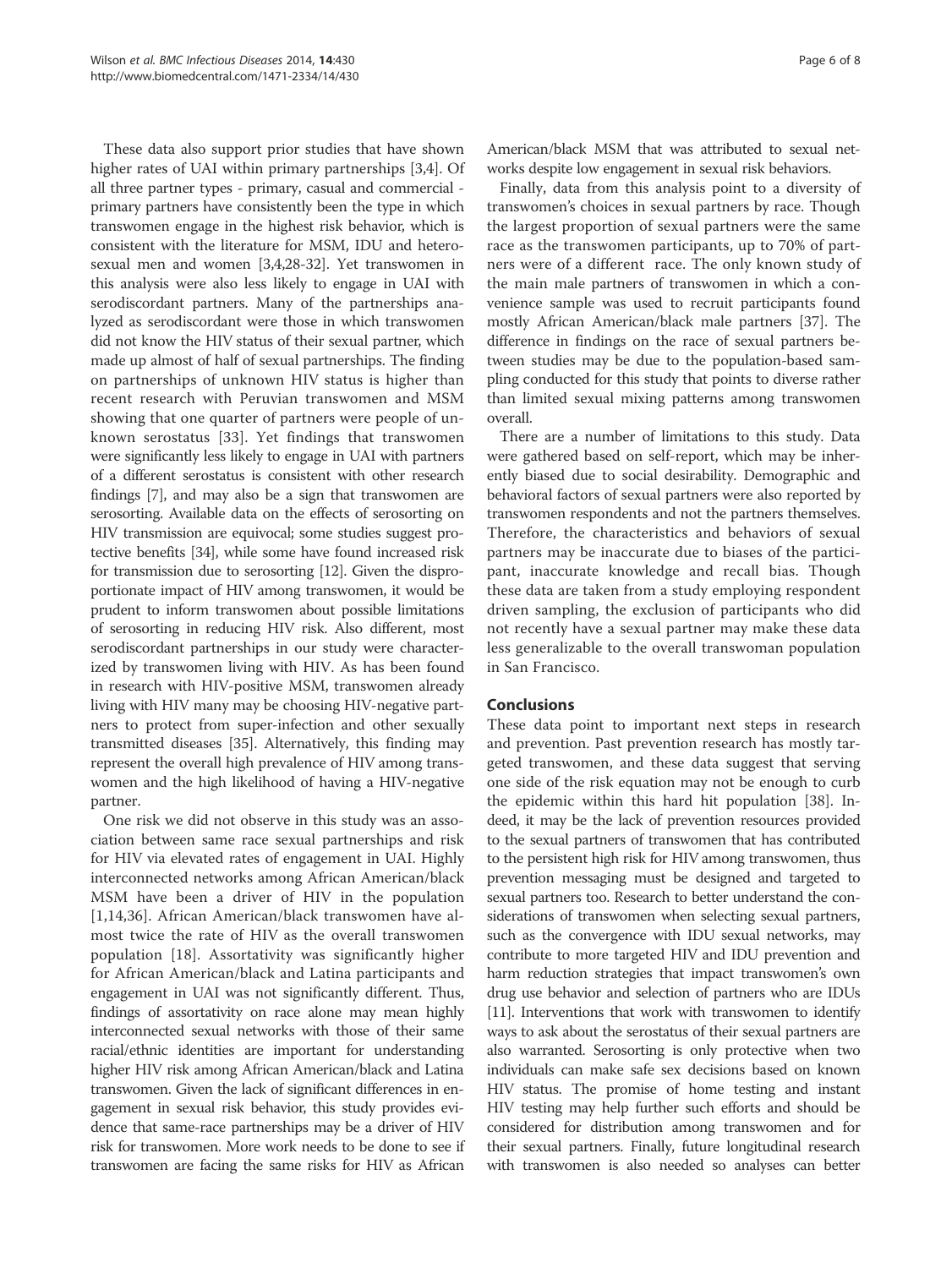These data also support prior studies that have shown higher rates of UAI within primary partnerships [3,4]. Of all three partner types - primary, casual and commercial - primary partners have consistently been the type in which transwomen engage in the highest risk behavior, which is consistent with the literature for MSM, IDU and heterosexual men and women [3,4,28-32]. Yet transwomen in this analysis were also less likely to engage in UAI with serodiscordant partners. Many of the partnerships analyzed as serodiscordant were those in which transwomen did not know the HIV status of their sexual partner, which made up almost of half of sexual partnerships. The finding on partnerships of unknown HIV status is higher than recent research with Peruvian transwomen and MSM showing that one quarter of partners were people of unknown serostatus [33]. Yet findings that transwomen were significantly less likely to engage in UAI with partners of a different serostatus is consistent with other research findings [7], and may also be a sign that transwomen are serosorting. Available data on the effects of serosorting on HIV transmission are equivocal; some studies suggest protective benefits [34], while some have found increased risk for transmission due to serosorting [12]. Given the disproportionate impact of HIV among transwomen, it would be prudent to inform transwomen about possible limitations of serosorting in reducing HIV risk. Also different, most serodiscordant partnerships in our study were characterized by transwomen living with HIV. As has been found in research with HIV-positive MSM, transwomen already living with HIV many may be choosing HIV-negative partners to protect from super-infection and other sexually transmitted diseases [35]. Alternatively, this finding may represent the overall high prevalence of HIV among transwomen and the high likelihood of having a HIV-negative partner.

One risk we did not observe in this study was an association between same race sexual partnerships and risk for HIV via elevated rates of engagement in UAI. Highly interconnected networks among African American/black MSM have been a driver of HIV in the population [1,14,36]. African American/black transwomen have almost twice the rate of HIV as the overall transwomen population [18]. Assortativity was significantly higher for African American/black and Latina participants and engagement in UAI was not significantly different. Thus, findings of assortativity on race alone may mean highly interconnected sexual networks with those of their same racial/ethnic identities are important for understanding higher HIV risk among African American/black and Latina transwomen. Given the lack of significant differences in engagement in sexual risk behavior, this study provides evidence that same-race partnerships may be a driver of HIV risk for transwomen. More work needs to be done to see if transwomen are facing the same risks for HIV as African American/black MSM that was attributed to sexual networks despite low engagement in sexual risk behaviors.

Finally, data from this analysis point to a diversity of transwomen's choices in sexual partners by race. Though the largest proportion of sexual partners were the same race as the transwomen participants, up to 70% of partners were of a different race. The only known study of the main male partners of transwomen in which a convenience sample was used to recruit participants found mostly African American/black male partners [37]. The difference in findings on the race of sexual partners between studies may be due to the population-based sampling conducted for this study that points to diverse rather than limited sexual mixing patterns among transwomen overall.

There are a number of limitations to this study. Data were gathered based on self-report, which may be inherently biased due to social desirability. Demographic and behavioral factors of sexual partners were also reported by transwomen respondents and not the partners themselves. Therefore, the characteristics and behaviors of sexual partners may be inaccurate due to biases of the participant, inaccurate knowledge and recall bias. Though these data are taken from a study employing respondent driven sampling, the exclusion of participants who did not recently have a sexual partner may make these data less generalizable to the overall transwoman population in San Francisco.

## Conclusions

These data point to important next steps in research and prevention. Past prevention research has mostly targeted transwomen, and these data suggest that serving one side of the risk equation may not be enough to curb the epidemic within this hard hit population [38]. Indeed, it may be the lack of prevention resources provided to the sexual partners of transwomen that has contributed to the persistent high risk for HIV among transwomen, thus prevention messaging must be designed and targeted to sexual partners too. Research to better understand the considerations of transwomen when selecting sexual partners, such as the convergence with IDU sexual networks, may contribute to more targeted HIV and IDU prevention and harm reduction strategies that impact transwomen's own drug use behavior and selection of partners who are IDUs [11]. Interventions that work with transwomen to identify ways to ask about the serostatus of their sexual partners are also warranted. Serosorting is only protective when two individuals can make safe sex decisions based on known HIV status. The promise of home testing and instant HIV testing may help further such efforts and should be considered for distribution among transwomen and for their sexual partners. Finally, future longitudinal research with transwomen is also needed so analyses can better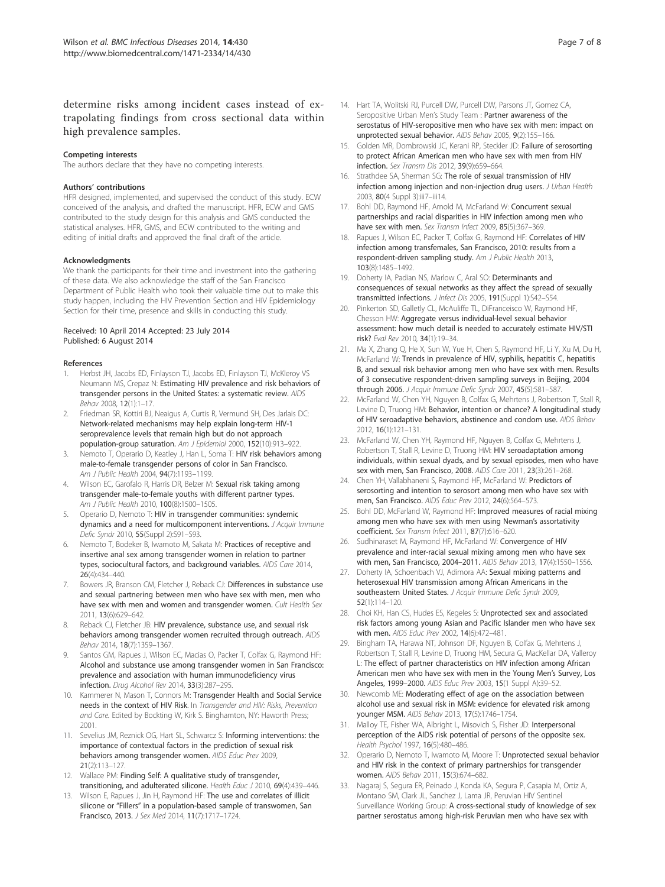determine risks among incident cases instead of extrapolating findings from cross sectional data within high prevalence samples.

#### Competing interests

The authors declare that they have no competing interests.

#### Authors' contributions

HFR designed, implemented, and supervised the conduct of this study. ECW conceived of the analysis, and drafted the manuscript. HFR, ECW and GMS contributed to the study design for this analysis and GMS conducted the statistical analyses. HFR, GMS, and ECW contributed to the writing and editing of initial drafts and approved the final draft of the article.

#### Acknowledgments

We thank the participants for their time and investment into the gathering of these data. We also acknowledge the staff of the San Francisco Department of Public Health who took their valuable time out to make this study happen, including the HIV Prevention Section and HIV Epidemiology Section for their time, presence and skills in conducting this study.

Received: 10 April 2014 Accepted: 23 July 2014
Published: 6 August 2014

#### References

1. Herbst JH, Jacobs ED, Finlayson TJ, Jacobs ED, Finlayson TJ, McKleroy VS Neumann MS, Crepaz N: **Estimating HIV prevalence and risk behaviors of transgender persons in the United States: a systematic review.** *AIDS Behav* 2008, **12**(1):1–17.
2. Friedman SR, Kottiri BJ, Neaigus A, Curtis R, Vermund SH, Des Jarlais DC: **Network-related mechanisms may help explain long-term HIV-1 seroprevalence levels that remain high but do not approach population-group saturation.** *Am J Epidemiol* 2000, **152**(10):913–922.
3. Nemoto T, Operario D, Keatley J, Han L, Soma T: **HIV risk behaviors among male-to-female transgender persons of color in San Francisco.** *Am J Public Health* 2004, **94**(7):1193–1199.
4. Wilson EC, Garofalo R, Harris DR, Belzer M: **Sexual risk taking among transgender male-to-female youths with different partner types.** *Am J Public Health* 2010, **100**(8):1500–1505.
5. Operario D, Nemoto T: **HIV in transgender communities: syndemic dynamics and a need for multicomponent interventions.** *J Acquir Immune Defic Syndr* 2010, **55**(Suppl 2):S91–S93.
6. Nemoto T, Bodeker B, Iwamoto M, Sakata M: **Practices of receptive and insertive anal sex among transgender women in relation to partner types, sociocultural factors, and background variables.** *AIDS Care* 2014, **26**(4):434–440.
7. Bowers JR, Branson CM, Fletcher J, Reback CJ: **Differences in substance use and sexual partnering between men who have sex with men, men who have sex with men and women and transgender women.** *Cult Health Sex* 2011, **13**(6):629–642.
8. Reback CJ, Fletcher JB: **HIV prevalence, substance use, and sexual risk behaviors among transgender women recruited through outreach.** *AIDS Behav* 2014, **18**(7):1359–1367.
9. Santos GM, Rapues J, Wilson EC, Macias O, Packer T, Colfax G, Raymond HF: **Alcohol and substance use among transgender women in San Francisco: prevalence and association with human immunodeficiency virus infection.** *Drug Alcohol Rev* 2014, **33**(3):287–295.
10. Kammerer N, Mason T, Connors M: **Transgender Health and Social Service needs in the context of HIV Risk.** In *Transgender and HIV: Risks, Prevention and Care.* Edited by Bockting W, Kirk S. Binghamton, NY: Haworth Press; 2001.
11. Sevelius JM, Reznick OG, Hart SL, Schwarcz S: **Informing interventions: the importance of contextual factors in the prediction of sexual risk behaviors among transgender women.** *AIDS Educ Prev* 2009, **21**(2):113–127.
12. Wallace PM: **Finding Self: A qualitative study of transgender, transitioning, and adulterated silicone.** *Health Educ J* 2010, **69**(4):439–446.
13. Wilson E, Rapues J, Jin H, Raymond HF: **The use and correlates of illicit silicone or "Fillers" in a population-based sample of transwomen, San Francisco, 2013.** *J Sex Med* 2014, **11**(7):1717–1724.
14. Hart TA, Wolitski RJ, Purcell DW, Purcell DW, Parsons JT, Gomez CA, Seropositive Urban Men's Study Team : **Partner awareness of the serostatus of HIV-seropositive men who have sex with men: impact on unprotected sexual behavior.** *AIDS Behav* 2005, **9**(2):155–166.
15. Golden MR, Dombrowski JC, Kerani RP, Steckler JD: **Failure of serosorting to protect African American men who have sex with men from HIV infection.** *Sex Transm Dis* 2012, **39**(9):659–664.
16. Strathdee SA, Sherman SG: **The role of sexual transmission of HIV infection among injection and non-injection drug users.** *J Urban Health* 2003, **80**(4 Suppl 3):iii7–iii14.
17. Bohl DD, Raymond HF, Arnold M, McFarland W: **Concurrent sexual partnerships and racial disparities in HIV infection among men who have sex with men.** *Sex Transm Infect* 2009, **85**(5):367–369.
18. Rapues J, Wilson EC, Packer T, Colfax G, Raymond HF: **Correlates of HIV infection among transfemales, San Francisco, 2010: results from a respondent-driven sampling study.** *Am J Public Health* 2013, **103**(8):1485–1492.
19. Doherty IA, Padian NS, Marlow C, Aral SO: **Determinants and consequences of sexual networks as they affect the spread of sexually transmitted infections.** *J Infect Dis* 2005, **191**(Suppl 1):S42–S54.
20. Pinkerton SD, Galletly CL, McAuliffe TL, DiFranceisco W, Raymond HF, Chesson HW: **Aggregate versus individual-level sexual behavior assessment: how much detail is needed to accurately estimate HIV/STI risk?** *Eval Rev* 2010, **34**(1):19–34.
21. Ma X, Zhang Q, He X, Sun W, Yue H, Chen S, Raymond HF, Li Y, Xu M, Du H, McFarland W: **Trends in prevalence of HIV, syphilis, hepatitis C, hepatitis B, and sexual risk behavior among men who have sex with men. Results of 3 consecutive respondent-driven sampling surveys in Beijing, 2004 through 2006.** *J Acquir Immune Defic Syndr* 2007, **45**(5):581–587.
22. McFarland W, Chen YH, Nguyen B, Colfax G, Mehrtens J, Robertson T, Stall R, Levine D, Truong HM: **Behavior, intention or chance? A longitudinal study of HIV seroadaptive behaviors, abstinence and condom use.** *AIDS Behav* 2012, **16**(1):121–131.
23. McFarland W, Chen YH, Raymond HF, Nguyen B, Colfax G, Mehrtens J, Robertson T, Stall R, Levine D, Truong HM: **HIV seroadaptation among individuals, within sexual dyads, and by sexual episodes, men who have sex with men, San Francisco, 2008.** *AIDS Care* 2011, **23**(3):261–268.
24. Chen YH, Vallabhaneni S, Raymond HF, McFarland W: **Predictors of serosorting and intention to serosort among men who have sex with men, San Francisco.** *AIDS Educ Prev* 2012, **24**(6):564–573.
25. Bohl DD, McFarland W, Raymond HF: **Improved measures of racial mixing among men who have sex with men using Newman's assortativity coefficient.** *Sex Transm Infect* 2011, **87**(7):616–620.
26. Sudhinaraset M, Raymond HF, McFarland W: **Convergence of HIV prevalence and inter-racial sexual mixing among men who have sex with men, San Francisco, 2004–2011.** *AIDS Behav* 2013, **17**(4):1550–1556.
27. Doherty IA, Schoenbach VJ, Adimora AA: **Sexual mixing patterns and heterosexual HIV transmission among African Americans in the southeastern United States.** *J Acquir Immune Defic Syndr* 2009, **52**(1):114–120.
28. Choi KH, Han CS, Hudes ES, Kegeles S: **Unprotected sex and associated risk factors among young Asian and Pacific Islander men who have sex with men.** *AIDS Educ Prev* 2002, **14**(6):472–481.
29. Bingham TA, Harawa NT, Johnson DF, Nguyen B, Colfax G, Mehrtens J, Robertson T, Stall R, Levine D, Truong HM, Secura G, MacKellar DA, Valleroy L: **The effect of partner characteristics on HIV infection among African American men who have sex with men in the Young Men's Survey, Los Angeles, 1999–2000.** *AIDS Educ Prev* 2003, **15**(1 Suppl A):39–52.
30. Newcomb ME: **Moderating effect of age on the association between alcohol use and sexual risk in MSM: evidence for elevated risk among younger MSM.** *AIDS Behav* 2013, **17**(5):1746–1754.
31. Malloy TE, Fisher WA, Albright L, Misovich S, Fisher JD: **Interpersonal perception of the AIDS risk potential of persons of the opposite sex.** *Health Psychol* 1997, **16**(5):480–486.
32. Operario D, Nemoto T, Iwamoto M, Moore T: **Unprotected sexual behavior and HIV risk in the context of primary partnerships for transgender women.** *AIDS Behav* 2011, **15**(3):674–682.
33. Nagaraj S, Segura ER, Peinado J, Konda KA, Segura P, Casapia M, Ortiz A, Montano SM, Clark JL, Sanchez J, Lama JR, Peruvian HIV Sentinel Surveillance Working Group: **A cross-sectional study of knowledge of sex partner serostatus among high-risk Peruvian men who have sex with**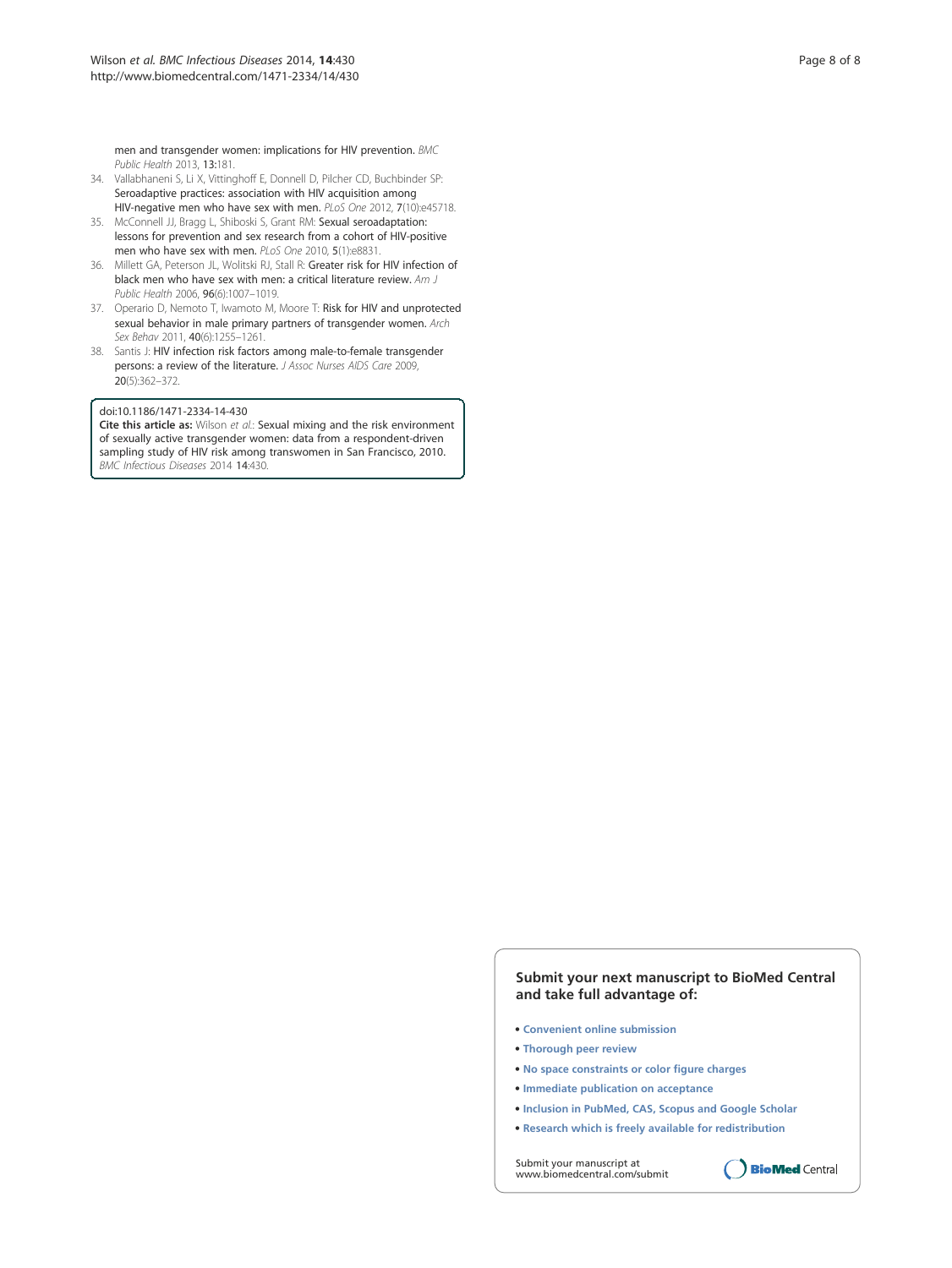men and transgender women: implications for HIV prevention. *BMC Public Health* 2013, **13**:181.

34. Vallabhaneni S, Li X, Vittinghoff E, Donnell D, Pilcher CD, Buchbinder SP: Seroadaptive practices: association with HIV acquisition among HIV-negative men who have sex with men. *PLoS One* 2012, **7**(10):e45718.
35. McConnell JJ, Bragg L, Shiboski S, Grant RM: Sexual seroadaptation: lessons for prevention and sex research from a cohort of HIV-positive men who have sex with men. *PLoS One* 2010, **5**(1):e8831.
36. Millett GA, Peterson JL, Wolitski RJ, Stall R: Greater risk for HIV infection of black men who have sex with men: a critical literature review. *Am J Public Health* 2006, **96**(6):1007–1019.
37. Operario D, Nemoto T, Iwamoto M, Moore T: Risk for HIV and unprotected sexual behavior in male primary partners of transgender women. *Arch Sex Behav* 2011, **40**(6):1255–1261.
38. Santis J: HIV infection risk factors among male-to-female transgender persons: a review of the literature. *J Assoc Nurses AIDS Care* 2009, **20**(5):362–372.

doi:10.1186/1471-2334-14-430

**Cite this article as:** Wilson *et al.*: Sexual mixing and the risk environment of sexually active transgender women: data from a respondent-driven sampling study of HIV risk among transwomen in San Francisco, 2010. *BMC Infectious Diseases* 2014 **14**:430.

**Submit your next manuscript to BioMed Central and take full advantage of:**

- **Convenient online submission**
- **Thorough peer review**
- **No space constraints or color figure charges**
- **Immediate publication on acceptance**
- **Inclusion in PubMed, CAS, Scopus and Google Scholar**
- **Research which is freely available for redistribution**

Submit your manuscript at www.biomedcentral.com/submit

BioMed Central